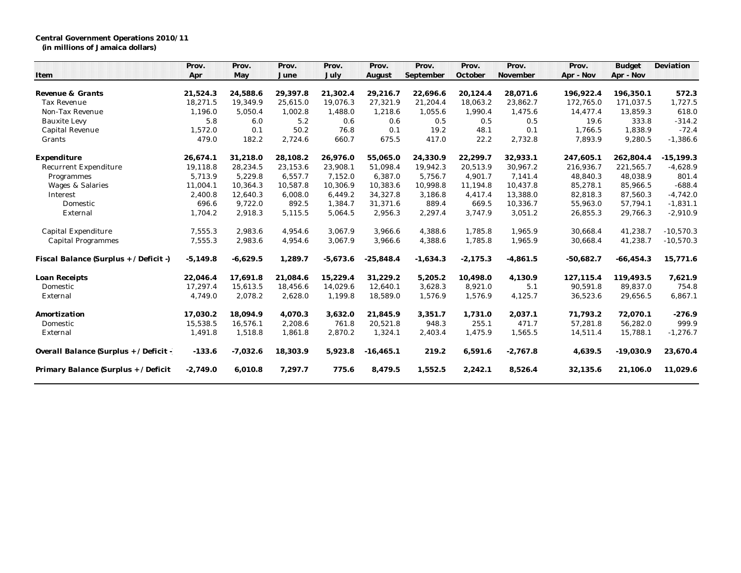**Central Government Operations 2010/11**
**(in millions of Jamaica dollars)**

| Item | Prov. Apr | Prov. May | Prov. June | Prov. July | Prov. August | Prov. September | Prov. October | Prov. November | Prov. Apr - Nov | Budget Apr - Nov | Deviation |
|---|---|---|---|---|---|---|---|---|---|---|---|
| **Revenue & Grants** | **21,524.3** | **24,588.6** | **29,397.8** | **21,302.4** | **29,216.7** | **22,696.6** | **20,124.4** | **28,071.6** | **196,922.4** | **196,350.1** | **572.3** |
| Tax Revenue | 18,271.5 | 19,349.9 | 25,615.0 | 19,076.3 | 27,321.9 | 21,204.4 | 18,063.2 | 23,862.7 | 172,765.0 | 171,037.5 | 1,727.5 |
| Non-Tax Revenue | 1,196.0 | 5,050.4 | 1,002.8 | 1,488.0 | 1,218.6 | 1,055.6 | 1,990.4 | 1,475.6 | 14,477.4 | 13,859.3 | 618.0 |
| Bauxite Levy | 5.8 | 6.0 | 5.2 | 0.6 | 0.6 | 0.5 | 0.5 | 0.5 | 19.6 | 333.8 | -314.2 |
| Capital Revenue | 1,572.0 | 0.1 | 50.2 | 76.8 | 0.1 | 19.2 | 48.1 | 0.1 | 1,766.5 | 1,838.9 | -72.4 |
| Grants | 479.0 | 182.2 | 2,724.6 | 660.7 | 675.5 | 417.0 | 22.2 | 2,732.8 | 7,893.9 | 9,280.5 | -1,386.6 |
| **Expenditure** | **26,674.1** | **31,218.0** | **28,108.2** | **26,976.0** | **55,065.0** | **24,330.9** | **22,299.7** | **32,933.1** | **247,605.1** | **262,804.4** | **-15,199.3** |
| Recurrent Expenditure | 19,118.8 | 28,234.5 | 23,153.6 | 23,908.1 | 51,098.4 | 19,942.3 | 20,513.9 | 30,967.2 | 216,936.7 | 221,565.7 | -4,628.9 |
| Programmes | 5,713.9 | 5,229.8 | 6,557.7 | 7,152.0 | 6,387.0 | 5,756.7 | 4,901.7 | 7,141.4 | 48,840.3 | 48,038.9 | 801.4 |
| Wages & Salaries | 11,004.1 | 10,364.3 | 10,587.8 | 10,306.9 | 10,383.6 | 10,998.8 | 11,194.8 | 10,437.8 | 85,278.1 | 85,966.5 | -688.4 |
| Interest | 2,400.8 | 12,640.3 | 6,008.0 | 6,449.2 | 34,327.8 | 3,186.8 | 4,417.4 | 13,388.0 | 82,818.3 | 87,560.3 | -4,742.0 |
| Domestic | 696.6 | 9,722.0 | 892.5 | 1,384.7 | 31,371.6 | 889.4 | 669.5 | 10,336.7 | 55,963.0 | 57,794.1 | -1,831.1 |
| External | 1,704.2 | 2,918.3 | 5,115.5 | 5,064.5 | 2,956.3 | 2,297.4 | 3,747.9 | 3,051.2 | 26,855.3 | 29,766.3 | -2,910.9 |
| Capital Expenditure | 7,555.3 | 2,983.6 | 4,954.6 | 3,067.9 | 3,966.6 | 4,388.6 | 1,785.8 | 1,965.9 | 30,668.4 | 41,238.7 | -10,570.3 |
| Capital Programmes | 7,555.3 | 2,983.6 | 4,954.6 | 3,067.9 | 3,966.6 | 4,388.6 | 1,785.8 | 1,965.9 | 30,668.4 | 41,238.7 | -10,570.3 |
| **Fiscal Balance (Surplus + / Deficit -)** | **-5,149.8** | **-6,629.5** | **1,289.7** | **-5,673.6** | **-25,848.4** | **-1,634.3** | **-2,175.3** | **-4,861.5** | **-50,682.7** | **-66,454.3** | **15,771.6** |
| **Loan Receipts** | **22,046.4** | **17,691.8** | **21,084.6** | **15,229.4** | **31,229.2** | **5,205.2** | **10,498.0** | **4,130.9** | **127,115.4** | **119,493.5** | **7,621.9** |
| Domestic | 17,297.4 | 15,613.5 | 18,456.6 | 14,029.6 | 12,640.1 | 3,628.3 | 8,921.0 | 5.1 | 90,591.8 | 89,837.0 | 754.8 |
| External | 4,749.0 | 2,078.2 | 2,628.0 | 1,199.8 | 18,589.0 | 1,576.9 | 1,576.9 | 4,125.7 | 36,523.6 | 29,656.5 | 6,867.1 |
| **Amortization** | **17,030.2** | **18,094.9** | **4,070.3** | **3,632.0** | **21,845.9** | **3,351.7** | **1,731.0** | **2,037.1** | **71,793.2** | **72,070.1** | **-276.9** |
| Domestic | 15,538.5 | 16,576.1 | 2,208.6 | 761.8 | 20,521.8 | 948.3 | 255.1 | 471.7 | 57,281.8 | 56,282.0 | 999.9 |
| External | 1,491.8 | 1,518.8 | 1,861.8 | 2,870.2 | 1,324.1 | 2,403.4 | 1,475.9 | 1,565.5 | 14,511.4 | 15,788.1 | -1,276.7 |
| **Overall Balance (Surplus + / Deficit -** | **-133.6** | **-7,032.6** | **18,303.9** | **5,923.8** | **-16,465.1** | **219.2** | **6,591.6** | **-2,767.8** | **4,639.5** | **-19,030.9** | **23,670.4** |
| **Primary Balance (Surplus + / Deficit** | **-2,749.0** | **6,010.8** | **7,297.7** | **775.6** | **8,479.5** | **1,552.5** | **2,242.1** | **8,526.4** | **32,135.6** | **21,106.0** | **11,029.6** |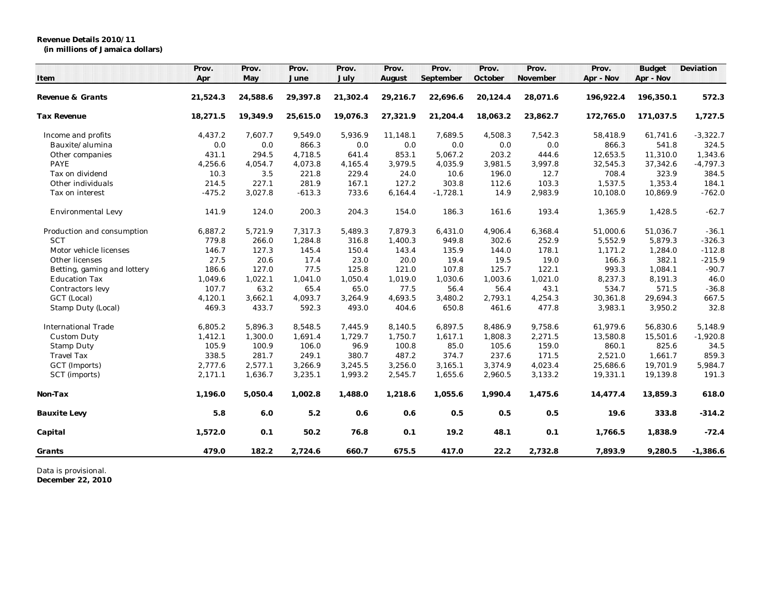**Revenue Details 2010/11**
**(in millions of Jamaica dollars)**

| Item | Prov. Apr | Prov. May | Prov. June | Prov. July | Prov. August | Prov. September | Prov. October | Prov. November | Prov. Apr - Nov | Budget Apr - Nov | Deviation |
|---|---|---|---|---|---|---|---|---|---|---|---|
| **Revenue & Grants** | **21,524.3** | **24,588.6** | **29,397.8** | **21,302.4** | **29,216.7** | **22,696.6** | **20,124.4** | **28,071.6** | **196,922.4** | **196,350.1** | **572.3** |
| **Tax Revenue** | **18,271.5** | **19,349.9** | **25,615.0** | **19,076.3** | **27,321.9** | **21,204.4** | **18,063.2** | **23,862.7** | **172,765.0** | **171,037.5** | **1,727.5** |
| Income and profits | 4,437.2 | 7,607.7 | 9,549.0 | 5,936.9 | 11,148.1 | 7,689.5 | 4,508.3 | 7,542.3 | 58,418.9 | 61,741.6 | -3,322.7 |
| Bauxite/alumina | 0.0 | 0.0 | 866.3 | 0.0 | 0.0 | 0.0 | 0.0 | 0.0 | 866.3 | 541.8 | 324.5 |
| Other companies | 431.1 | 294.5 | 4,718.5 | 641.4 | 853.1 | 5,067.2 | 203.2 | 444.6 | 12,653.5 | 11,310.0 | 1,343.6 |
| PAYE | 4,256.6 | 4,054.7 | 4,073.8 | 4,165.4 | 3,979.5 | 4,035.9 | 3,981.5 | 3,997.8 | 32,545.3 | 37,342.6 | -4,797.3 |
| Tax on dividend | 10.3 | 3.5 | 221.8 | 229.4 | 24.0 | 10.6 | 196.0 | 12.7 | 708.4 | 323.9 | 384.5 |
| Other individuals | 214.5 | 227.1 | 281.9 | 167.1 | 127.2 | 303.8 | 112.6 | 103.3 | 1,537.5 | 1,353.4 | 184.1 |
| Tax on interest | -475.2 | 3,027.8 | -613.3 | 733.6 | 6,164.4 | -1,728.1 | 14.9 | 2,983.9 | 10,108.0 | 10,869.9 | -762.0 |
| Environmental Levy | 141.9 | 124.0 | 200.3 | 204.3 | 154.0 | 186.3 | 161.6 | 193.4 | 1,365.9 | 1,428.5 | -62.7 |
| Production and consumption | 6,887.2 | 5,721.9 | 7,317.3 | 5,489.3 | 7,879.3 | 6,431.0 | 4,906.4 | 6,368.4 | 51,000.6 | 51,036.7 | -36.1 |
| SCT | 779.8 | 266.0 | 1,284.8 | 316.8 | 1,400.3 | 949.8 | 302.6 | 252.9 | 5,552.9 | 5,879.3 | -326.3 |
| Motor vehicle licenses | 146.7 | 127.3 | 145.4 | 150.4 | 143.4 | 135.9 | 144.0 | 178.1 | 1,171.2 | 1,284.0 | -112.8 |
| Other licenses | 27.5 | 20.6 | 17.4 | 23.0 | 20.0 | 19.4 | 19.5 | 19.0 | 166.3 | 382.1 | -215.9 |
| Betting, gaming and lottery | 186.6 | 127.0 | 77.5 | 125.8 | 121.0 | 107.8 | 125.7 | 122.1 | 993.3 | 1,084.1 | -90.7 |
| Education Tax | 1,049.6 | 1,022.1 | 1,041.0 | 1,050.4 | 1,019.0 | 1,030.6 | 1,003.6 | 1,021.0 | 8,237.3 | 8,191.3 | 46.0 |
| Contractors levy | 107.7 | 63.2 | 65.4 | 65.0 | 77.5 | 56.4 | 56.4 | 43.1 | 534.7 | 571.5 | -36.8 |
| GCT (Local) | 4,120.1 | 3,662.1 | 4,093.7 | 3,264.9 | 4,693.5 | 3,480.2 | 2,793.1 | 4,254.3 | 30,361.8 | 29,694.3 | 667.5 |
| Stamp Duty (Local) | 469.3 | 433.7 | 592.3 | 493.0 | 404.6 | 650.8 | 461.6 | 477.8 | 3,983.1 | 3,950.2 | 32.8 |
| International Trade | 6,805.2 | 5,896.3 | 8,548.5 | 7,445.9 | 8,140.5 | 6,897.5 | 8,486.9 | 9,758.6 | 61,979.6 | 56,830.6 | 5,148.9 |
| Custom Duty | 1,412.1 | 1,300.0 | 1,691.4 | 1,729.7 | 1,750.7 | 1,617.1 | 1,808.3 | 2,271.5 | 13,580.8 | 15,501.6 | -1,920.8 |
| Stamp Duty | 105.9 | 100.9 | 106.0 | 96.9 | 100.8 | 85.0 | 105.6 | 159.0 | 860.1 | 825.6 | 34.5 |
| Travel Tax | 338.5 | 281.7 | 249.1 | 380.7 | 487.2 | 374.7 | 237.6 | 171.5 | 2,521.0 | 1,661.7 | 859.3 |
| GCT (Imports) | 2,777.6 | 2,577.1 | 3,266.9 | 3,245.5 | 3,256.0 | 3,165.1 | 3,374.9 | 4,023.4 | 25,686.6 | 19,701.9 | 5,984.7 |
| SCT (imports) | 2,171.1 | 1,636.7 | 3,235.1 | 1,993.2 | 2,545.7 | 1,655.6 | 2,960.5 | 3,133.2 | 19,331.1 | 19,139.8 | 191.3 |
| **Non-Tax** | **1,196.0** | **5,050.4** | **1,002.8** | **1,488.0** | **1,218.6** | **1,055.6** | **1,990.4** | **1,475.6** | **14,477.4** | **13,859.3** | **618.0** |
| **Bauxite Levy** | **5.8** | **6.0** | **5.2** | **0.6** | **0.6** | **0.5** | **0.5** | **0.5** | **19.6** | **333.8** | **-314.2** |
| **Capital** | **1,572.0** | **0.1** | **50.2** | **76.8** | **0.1** | **19.2** | **48.1** | **0.1** | **1,766.5** | **1,838.9** | **-72.4** |
| **Grants** | **479.0** | **182.2** | **2,724.6** | **660.7** | **675.5** | **417.0** | **22.2** | **2,732.8** | **7,893.9** | **9,280.5** | **-1,386.6** |

Data is provisional.
**December 22, 2010**